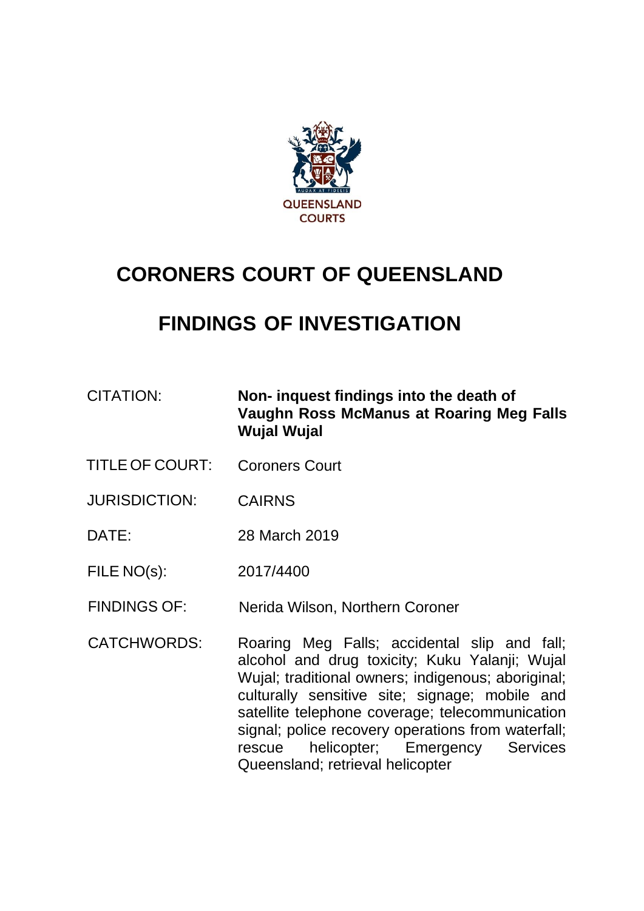QUEENSLAND COURTS

# CORONERS COURT OF QUEENSLAND

# FINDINGS OF INVESTIGATION

| | |
|---|---|
| CITATION: | **Non- inquest findings into the death of Vaughn Ross McManus at Roaring Meg Falls Wujal Wujal** |
| TITLE OF COURT: | Coroners Court |
| JURISDICTION: | CAIRNS |
| DATE: | 28 March 2019 |
| FILE NO(s): | 2017/4400 |
| FINDINGS OF: | Nerida Wilson, Northern Coroner |
| CATCHWORDS: | Roaring Meg Falls; accidental slip and fall; alcohol and drug toxicity; Kuku Yalanji; Wujal Wujal; traditional owners; indigenous; aboriginal; culturally sensitive site; signage; mobile and satellite telephone coverage; telecommunication signal; police recovery operations from waterfall; rescue helicopter; Emergency Services Queensland; retrieval helicopter |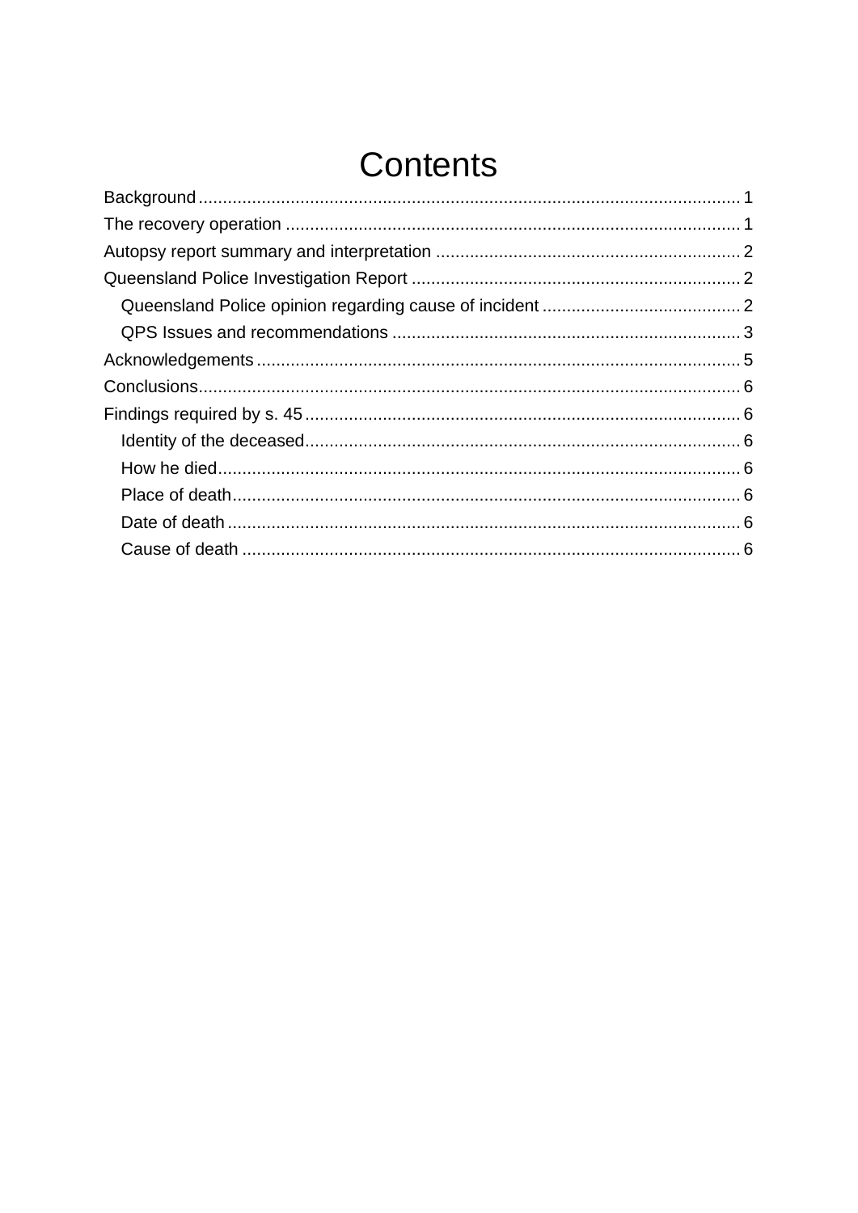# Contents

Background .......... 1
The recovery operation .......... 1
Autopsy report summary and interpretation .......... 2
Queensland Police Investigation Report .......... 2
- Queensland Police opinion regarding cause of incident .......... 2
- QPS Issues and recommendations .......... 3

Acknowledgements .......... 5
Conclusions .......... 6
Findings required by s. 45 .......... 6
- Identity of the deceased .......... 6
- How he died .......... 6
- Place of death .......... 6
- Date of death .......... 6
- Cause of death .......... 6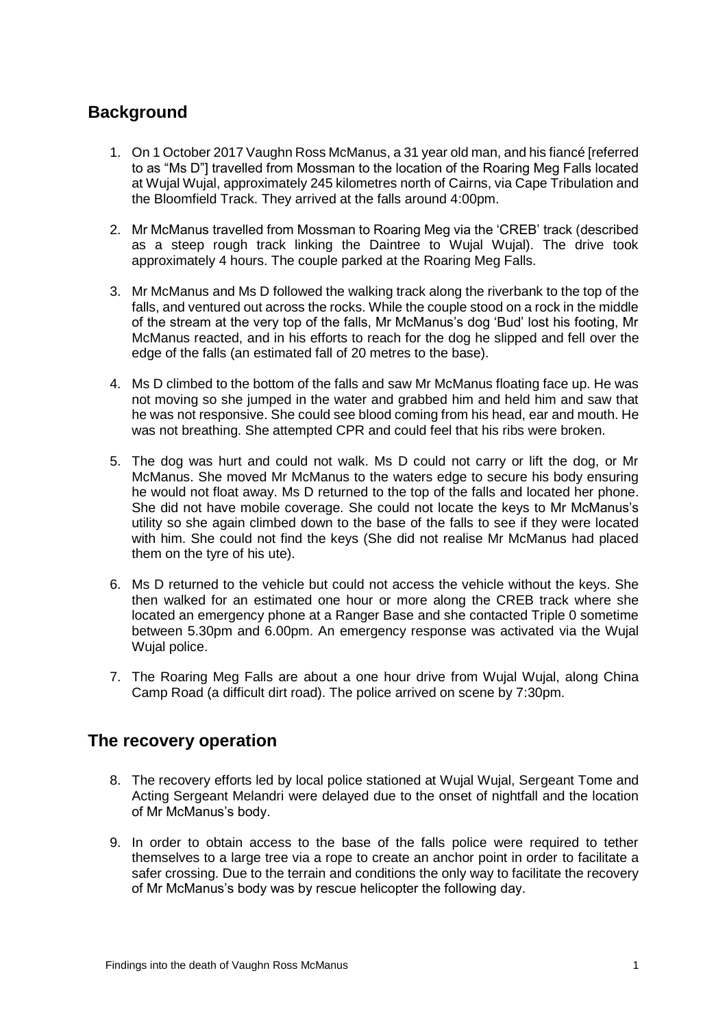## Background

1. On 1 October 2017 Vaughn Ross McManus, a 31 year old man, and his fiancé [referred to as "Ms D"] travelled from Mossman to the location of the Roaring Meg Falls located at Wujal Wujal, approximately 245 kilometres north of Cairns, via Cape Tribulation and the Bloomfield Track. They arrived at the falls around 4:00pm.

2. Mr McManus travelled from Mossman to Roaring Meg via the 'CREB' track (described as a steep rough track linking the Daintree to Wujal Wujal). The drive took approximately 4 hours. The couple parked at the Roaring Meg Falls.

3. Mr McManus and Ms D followed the walking track along the riverbank to the top of the falls, and ventured out across the rocks. While the couple stood on a rock in the middle of the stream at the very top of the falls, Mr McManus's dog 'Bud' lost his footing, Mr McManus reacted, and in his efforts to reach for the dog he slipped and fell over the edge of the falls (an estimated fall of 20 metres to the base).

4. Ms D climbed to the bottom of the falls and saw Mr McManus floating face up. He was not moving so she jumped in the water and grabbed him and held him and saw that he was not responsive. She could see blood coming from his head, ear and mouth. He was not breathing. She attempted CPR and could feel that his ribs were broken.

5. The dog was hurt and could not walk. Ms D could not carry or lift the dog, or Mr McManus. She moved Mr McManus to the waters edge to secure his body ensuring he would not float away. Ms D returned to the top of the falls and located her phone. She did not have mobile coverage. She could not locate the keys to Mr McManus's utility so she again climbed down to the base of the falls to see if they were located with him. She could not find the keys (She did not realise Mr McManus had placed them on the tyre of his ute).

6. Ms D returned to the vehicle but could not access the vehicle without the keys. She then walked for an estimated one hour or more along the CREB track where she located an emergency phone at a Ranger Base and she contacted Triple 0 sometime between 5.30pm and 6.00pm. An emergency response was activated via the Wujal Wujal police.

7. The Roaring Meg Falls are about a one hour drive from Wujal Wujal, along China Camp Road (a difficult dirt road). The police arrived on scene by 7:30pm.

## The recovery operation

8. The recovery efforts led by local police stationed at Wujal Wujal, Sergeant Tome and Acting Sergeant Melandri were delayed due to the onset of nightfall and the location of Mr McManus's body.

9. In order to obtain access to the base of the falls police were required to tether themselves to a large tree via a rope to create an anchor point in order to facilitate a safer crossing. Due to the terrain and conditions the only way to facilitate the recovery of Mr McManus's body was by rescue helicopter the following day.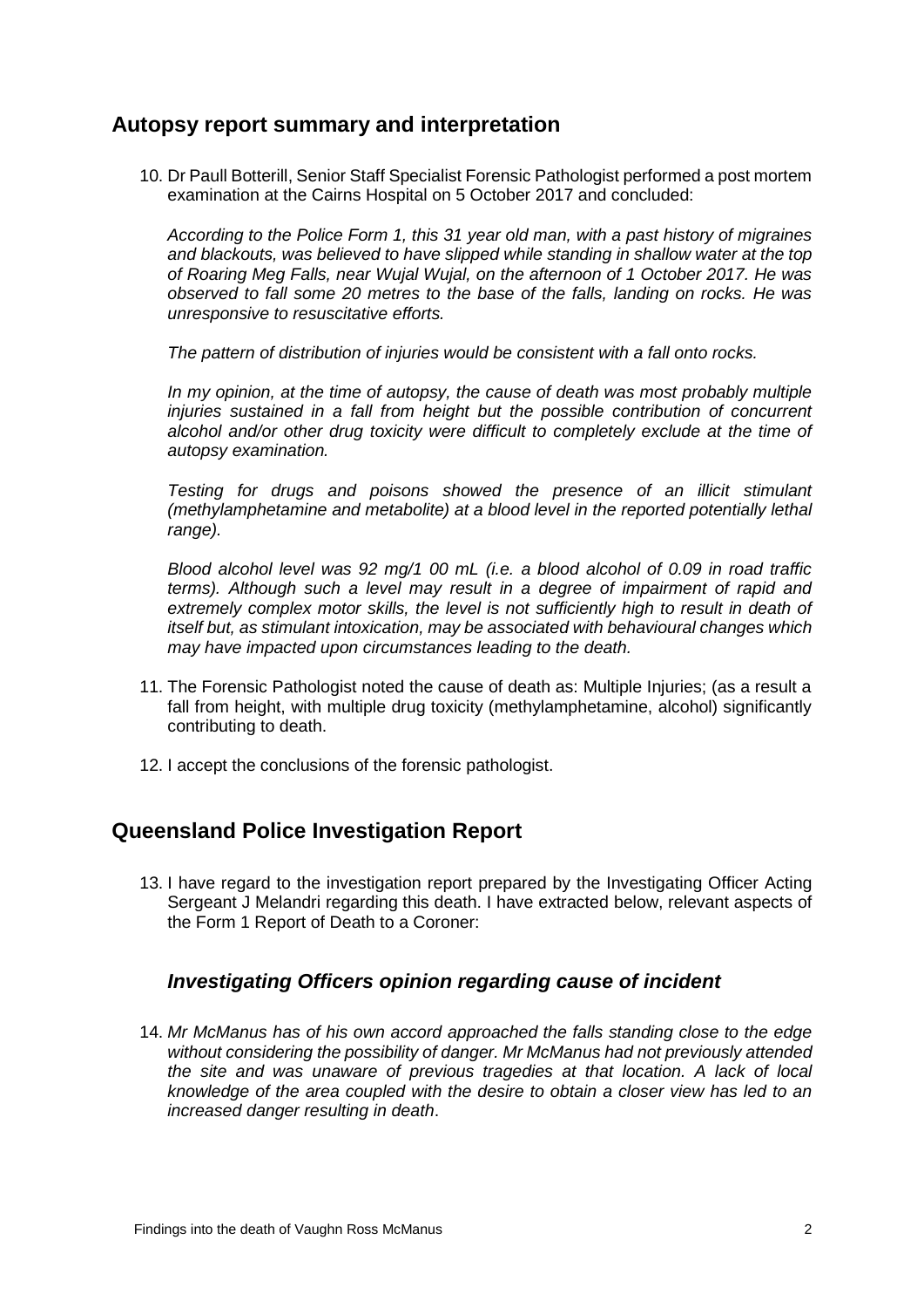## Autopsy report summary and interpretation

10. Dr Paull Botterill, Senior Staff Specialist Forensic Pathologist performed a post mortem examination at the Cairns Hospital on 5 October 2017 and concluded:

    *According to the Police Form 1, this 31 year old man, with a past history of migraines and blackouts, was believed to have slipped while standing in shallow water at the top of Roaring Meg Falls, near Wujal Wujal, on the afternoon of 1 October 2017. He was observed to fall some 20 metres to the base of the falls, landing on rocks. He was unresponsive to resuscitative efforts.*

    *The pattern of distribution of injuries would be consistent with a fall onto rocks.*

    *In my opinion, at the time of autopsy, the cause of death was most probably multiple injuries sustained in a fall from height but the possible contribution of concurrent alcohol and/or other drug toxicity were difficult to completely exclude at the time of autopsy examination.*

    *Testing for drugs and poisons showed the presence of an illicit stimulant (methylamphetamine and metabolite) at a blood level in the reported potentially lethal range).*

    *Blood alcohol level was 92 mg/1 00 mL (i.e. a blood alcohol of 0.09 in road traffic terms). Although such a level may result in a degree of impairment of rapid and extremely complex motor skills, the level is not sufficiently high to result in death of itself but, as stimulant intoxication, may be associated with behavioural changes which may have impacted upon circumstances leading to the death.*

11. The Forensic Pathologist noted the cause of death as: Multiple Injuries; (as a result a fall from height, with multiple drug toxicity (methylamphetamine, alcohol) significantly contributing to death.

12. I accept the conclusions of the forensic pathologist.

## Queensland Police Investigation Report

13. I have regard to the investigation report prepared by the Investigating Officer Acting Sergeant J Melandri regarding this death. I have extracted below, relevant aspects of the Form 1 Report of Death to a Coroner:

### *Investigating Officers opinion regarding cause of incident*

14. *Mr McManus has of his own accord approached the falls standing close to the edge without considering the possibility of danger. Mr McManus had not previously attended the site and was unaware of previous tragedies at that location. A lack of local knowledge of the area coupled with the desire to obtain a closer view has led to an increased danger resulting in death*.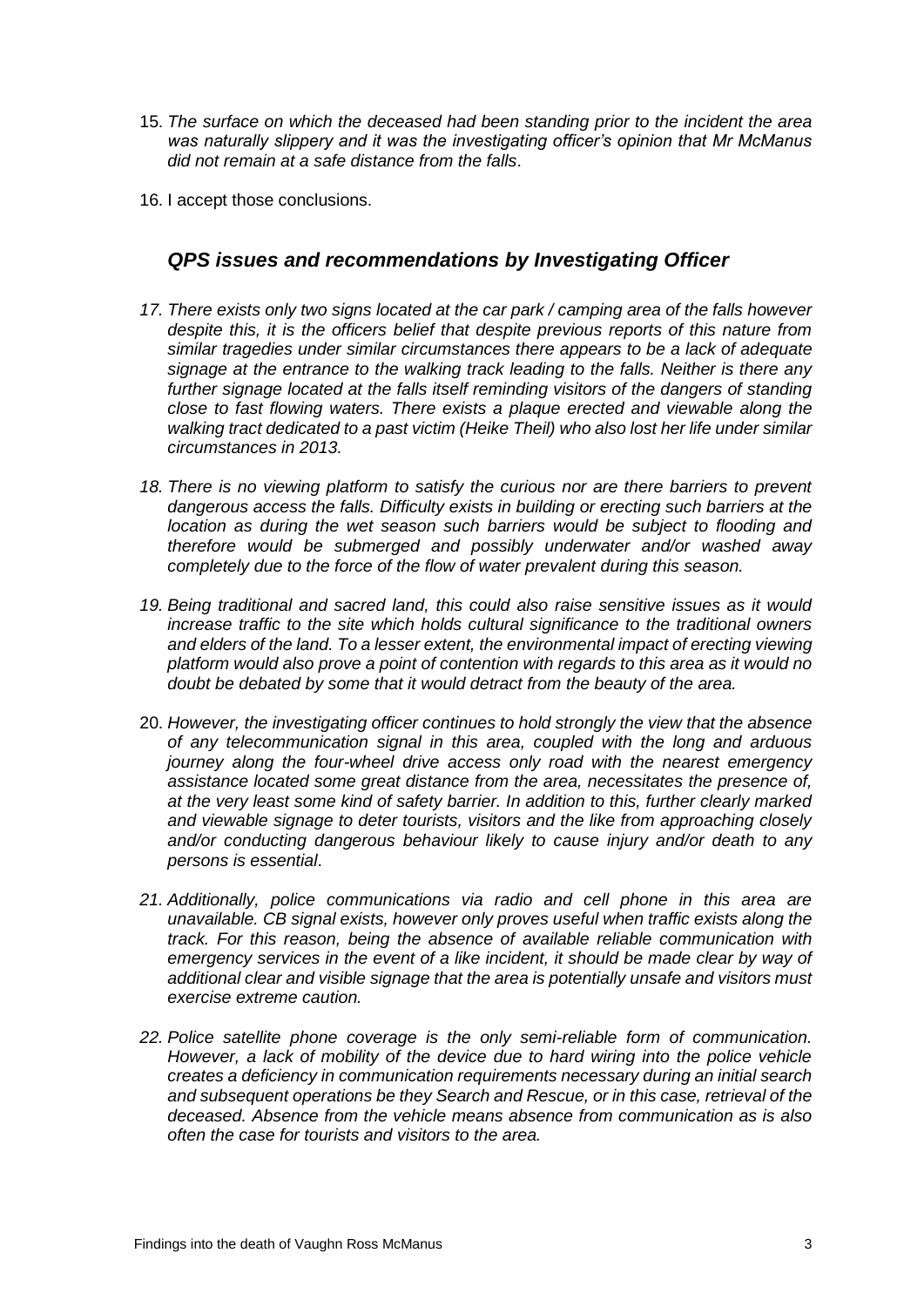15. *The surface on which the deceased had been standing prior to the incident the area was naturally slippery and it was the investigating officer's opinion that Mr McManus did not remain at a safe distance from the falls*.

16. I accept those conclusions.

## *QPS issues and recommendations by Investigating Officer*

17. *There exists only two signs located at the car park / camping area of the falls however despite this, it is the officers belief that despite previous reports of this nature from similar tragedies under similar circumstances there appears to be a lack of adequate signage at the entrance to the walking track leading to the falls. Neither is there any further signage located at the falls itself reminding visitors of the dangers of standing close to fast flowing waters. There exists a plaque erected and viewable along the walking tract dedicated to a past victim (Heike Theil) who also lost her life under similar circumstances in 2013.*

18. *There is no viewing platform to satisfy the curious nor are there barriers to prevent dangerous access the falls. Difficulty exists in building or erecting such barriers at the location as during the wet season such barriers would be subject to flooding and therefore would be submerged and possibly underwater and/or washed away completely due to the force of the flow of water prevalent during this season.*

19. *Being traditional and sacred land, this could also raise sensitive issues as it would increase traffic to the site which holds cultural significance to the traditional owners and elders of the land. To a lesser extent, the environmental impact of erecting viewing platform would also prove a point of contention with regards to this area as it would no doubt be debated by some that it would detract from the beauty of the area.*

20. *However, the investigating officer continues to hold strongly the view that the absence of any telecommunication signal in this area, coupled with the long and arduous journey along the four-wheel drive access only road with the nearest emergency assistance located some great distance from the area, necessitates the presence of, at the very least some kind of safety barrier. In addition to this, further clearly marked and viewable signage to deter tourists, visitors and the like from approaching closely and/or conducting dangerous behaviour likely to cause injury and/or death to any persons is essential*.

21. *Additionally, police communications via radio and cell phone in this area are unavailable. CB signal exists, however only proves useful when traffic exists along the track. For this reason, being the absence of available reliable communication with emergency services in the event of a like incident, it should be made clear by way of additional clear and visible signage that the area is potentially unsafe and visitors must exercise extreme caution.*

22. *Police satellite phone coverage is the only semi-reliable form of communication. However, a lack of mobility of the device due to hard wiring into the police vehicle creates a deficiency in communication requirements necessary during an initial search and subsequent operations be they Search and Rescue, or in this case, retrieval of the deceased. Absence from the vehicle means absence from communication as is also often the case for tourists and visitors to the area.*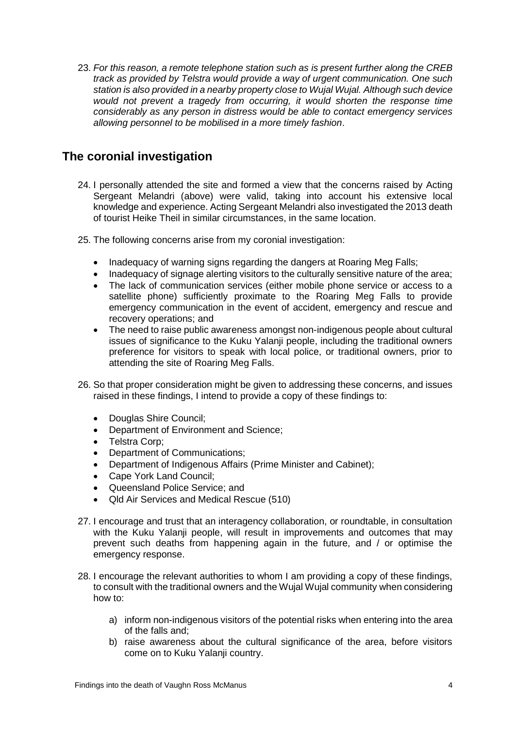23. *For this reason, a remote telephone station such as is present further along the CREB track as provided by Telstra would provide a way of urgent communication. One such station is also provided in a nearby property close to Wujal Wujal. Although such device would not prevent a tragedy from occurring, it would shorten the response time considerably as any person in distress would be able to contact emergency services allowing personnel to be mobilised in a more timely fashion*.

## The coronial investigation

24. I personally attended the site and formed a view that the concerns raised by Acting Sergeant Melandri (above) were valid, taking into account his extensive local knowledge and experience. Acting Sergeant Melandri also investigated the 2013 death of tourist Heike Theil in similar circumstances, in the same location.

25. The following concerns arise from my coronial investigation:

    - Inadequacy of warning signs regarding the dangers at Roaring Meg Falls;
    - Inadequacy of signage alerting visitors to the culturally sensitive nature of the area;
    - The lack of communication services (either mobile phone service or access to a satellite phone) sufficiently proximate to the Roaring Meg Falls to provide emergency communication in the event of accident, emergency and rescue and recovery operations; and
    - The need to raise public awareness amongst non-indigenous people about cultural issues of significance to the Kuku Yalanji people, including the traditional owners preference for visitors to speak with local police, or traditional owners, prior to attending the site of Roaring Meg Falls.

26. So that proper consideration might be given to addressing these concerns, and issues raised in these findings, I intend to provide a copy of these findings to:

    - Douglas Shire Council;
    - Department of Environment and Science;
    - Telstra Corp;
    - Department of Communications;
    - Department of Indigenous Affairs (Prime Minister and Cabinet);
    - Cape York Land Council;
    - Queensland Police Service; and
    - Qld Air Services and Medical Rescue (510)

27. I encourage and trust that an interagency collaboration, or roundtable, in consultation with the Kuku Yalanji people, will result in improvements and outcomes that may prevent such deaths from happening again in the future, and / or optimise the emergency response.

28. I encourage the relevant authorities to whom I am providing a copy of these findings, to consult with the traditional owners and the Wujal Wujal community when considering how to:

    a) inform non-indigenous visitors of the potential risks when entering into the area of the falls and;
    b) raise awareness about the cultural significance of the area, before visitors come on to Kuku Yalanji country.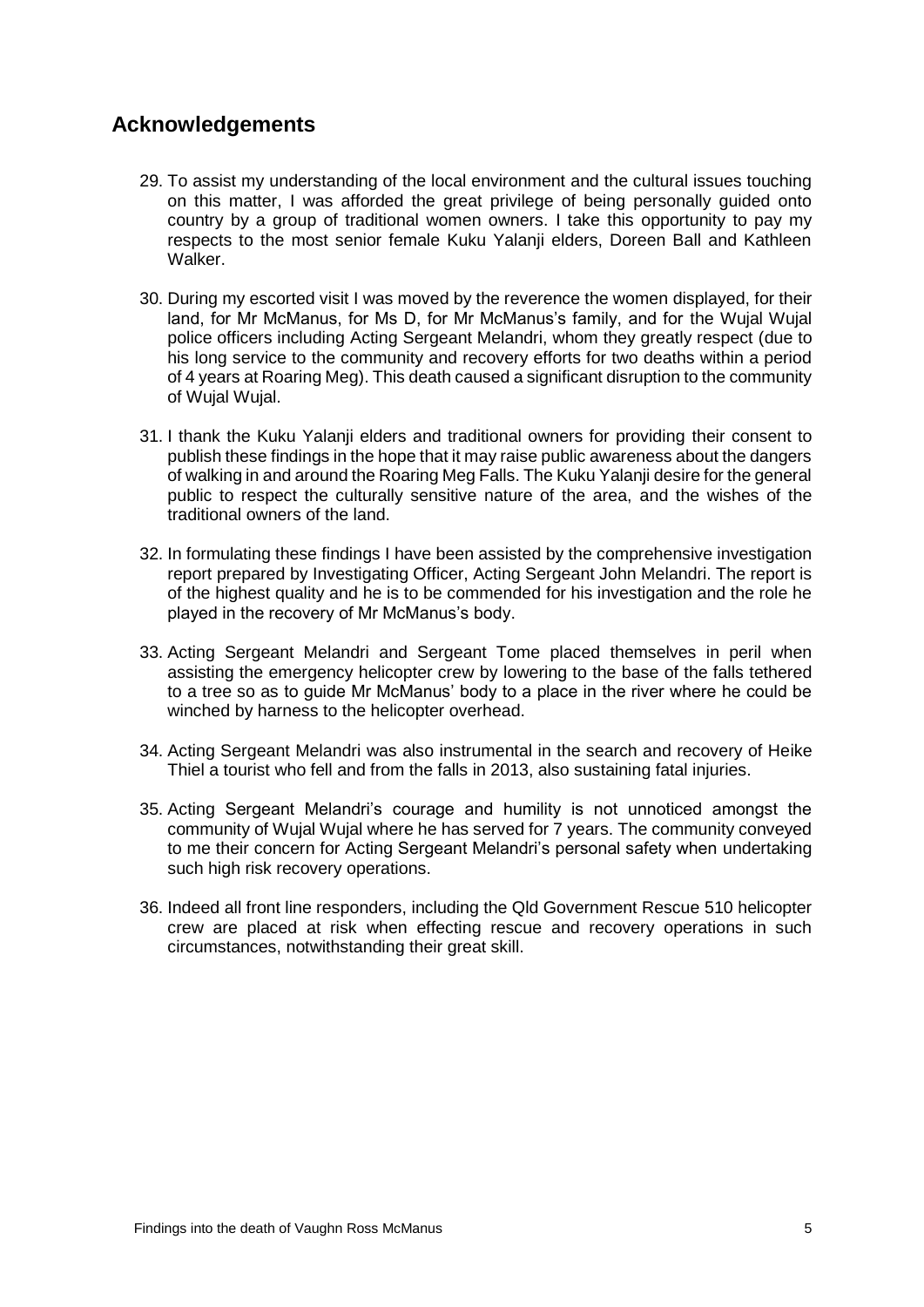## Acknowledgements

29. To assist my understanding of the local environment and the cultural issues touching on this matter, I was afforded the great privilege of being personally guided onto country by a group of traditional women owners. I take this opportunity to pay my respects to the most senior female Kuku Yalanji elders, Doreen Ball and Kathleen Walker.

30. During my escorted visit I was moved by the reverence the women displayed, for their land, for Mr McManus, for Ms D, for Mr McManus's family, and for the Wujal Wujal police officers including Acting Sergeant Melandri, whom they greatly respect (due to his long service to the community and recovery efforts for two deaths within a period of 4 years at Roaring Meg). This death caused a significant disruption to the community of Wujal Wujal.

31. I thank the Kuku Yalanji elders and traditional owners for providing their consent to publish these findings in the hope that it may raise public awareness about the dangers of walking in and around the Roaring Meg Falls. The Kuku Yalanji desire for the general public to respect the culturally sensitive nature of the area, and the wishes of the traditional owners of the land.

32. In formulating these findings I have been assisted by the comprehensive investigation report prepared by Investigating Officer, Acting Sergeant John Melandri. The report is of the highest quality and he is to be commended for his investigation and the role he played in the recovery of Mr McManus's body.

33. Acting Sergeant Melandri and Sergeant Tome placed themselves in peril when assisting the emergency helicopter crew by lowering to the base of the falls tethered to a tree so as to guide Mr McManus' body to a place in the river where he could be winched by harness to the helicopter overhead.

34. Acting Sergeant Melandri was also instrumental in the search and recovery of Heike Thiel a tourist who fell and from the falls in 2013, also sustaining fatal injuries.

35. Acting Sergeant Melandri's courage and humility is not unnoticed amongst the community of Wujal Wujal where he has served for 7 years. The community conveyed to me their concern for Acting Sergeant Melandri's personal safety when undertaking such high risk recovery operations.

36. Indeed all front line responders, including the Qld Government Rescue 510 helicopter crew are placed at risk when effecting rescue and recovery operations in such circumstances, notwithstanding their great skill.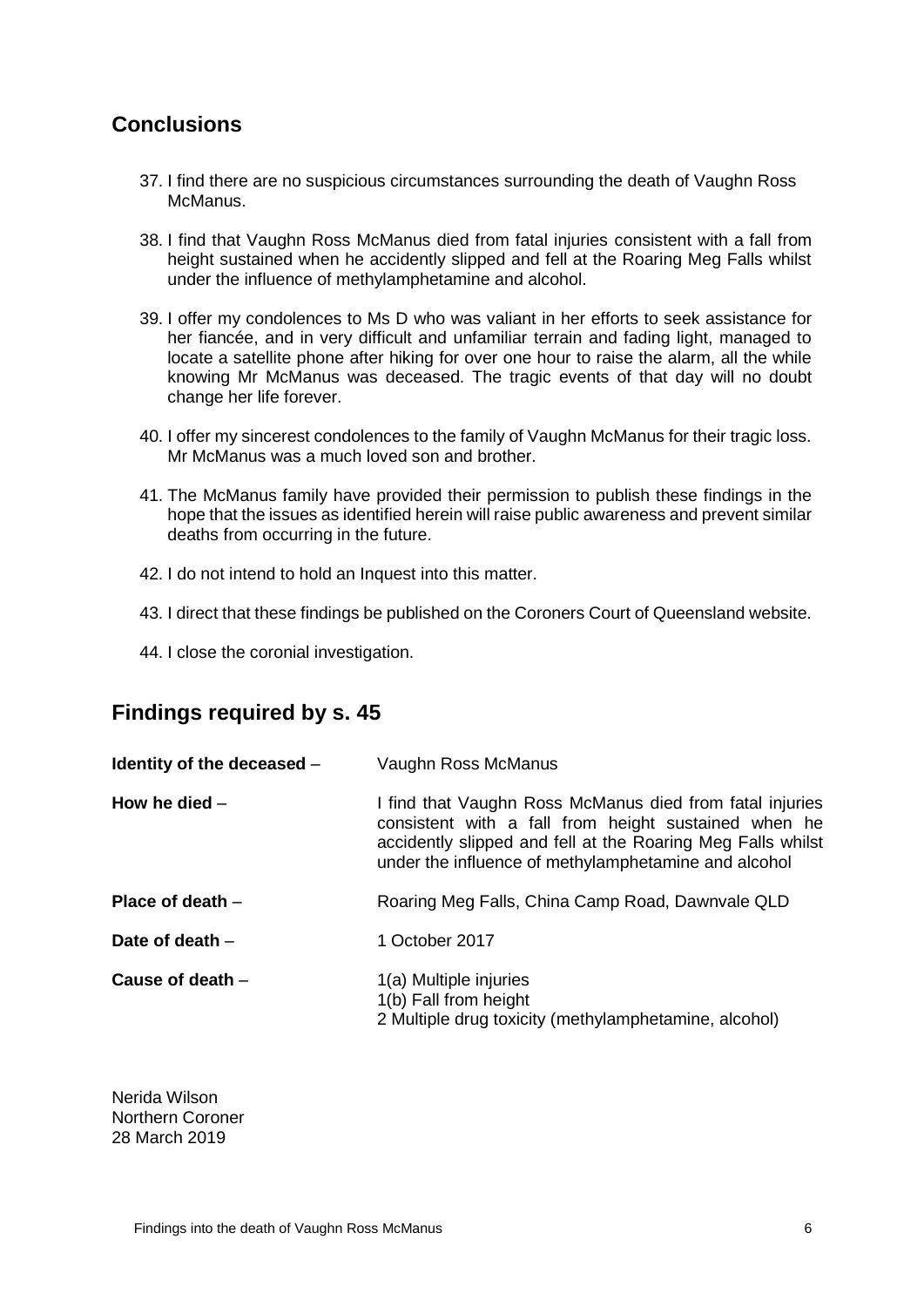## Conclusions

37. I find there are no suspicious circumstances surrounding the death of Vaughn Ross McManus.

38. I find that Vaughn Ross McManus died from fatal injuries consistent with a fall from height sustained when he accidently slipped and fell at the Roaring Meg Falls whilst under the influence of methylamphetamine and alcohol.

39. I offer my condolences to Ms D who was valiant in her efforts to seek assistance for her fiancée, and in very difficult and unfamiliar terrain and fading light, managed to locate a satellite phone after hiking for over one hour to raise the alarm, all the while knowing Mr McManus was deceased. The tragic events of that day will no doubt change her life forever.

40. I offer my sincerest condolences to the family of Vaughn McManus for their tragic loss. Mr McManus was a much loved son and brother.

41. The McManus family have provided their permission to publish these findings in the hope that the issues as identified herein will raise public awareness and prevent similar deaths from occurring in the future.

42. I do not intend to hold an Inquest into this matter.

43. I direct that these findings be published on the Coroners Court of Queensland website.

44. I close the coronial investigation.

## Findings required by s. 45

| | |
|---|---|
| **Identity of the deceased** – | Vaughn Ross McManus |
| **How he died** – | I find that Vaughn Ross McManus died from fatal injuries consistent with a fall from height sustained when he accidently slipped and fell at the Roaring Meg Falls whilst under the influence of methylamphetamine and alcohol |
| **Place of death** – | Roaring Meg Falls, China Camp Road, Dawnvale QLD |
| **Date of death** – | 1 October 2017 |
| **Cause of death** – | 1(a) Multiple injuries<br>1(b) Fall from height<br>2 Multiple drug toxicity (methylamphetamine, alcohol) |

Nerida Wilson
Northern Coroner
28 March 2019